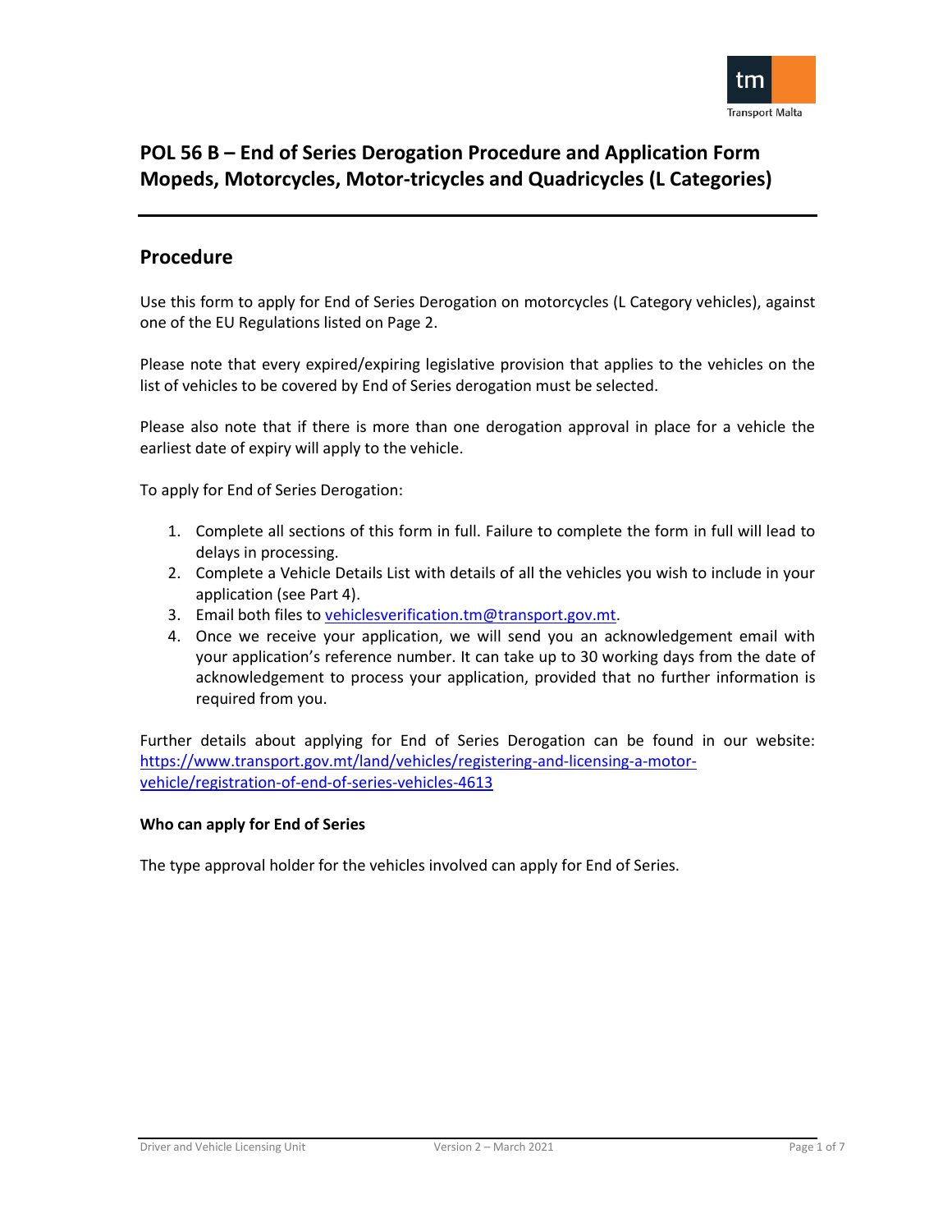# POL 56 B – End of Series Derogation Procedure and Application Form Mopeds, Motorcycles, Motor-tricycles and Quadricycles (L Categories)

## Procedure

Use this form to apply for End of Series Derogation on motorcycles (L Category vehicles), against one of the EU Regulations listed on Page 2.

Please note that every expired/expiring legislative provision that applies to the vehicles on the list of vehicles to be covered by End of Series derogation must be selected.

Please also note that if there is more than one derogation approval in place for a vehicle the earliest date of expiry will apply to the vehicle.

To apply for End of Series Derogation:

1. Complete all sections of this form in full. Failure to complete the form in full will lead to delays in processing.
2. Complete a Vehicle Details List with details of all the vehicles you wish to include in your application (see Part 4).
3. Email both files to vehiclesverification.tm@transport.gov.mt.
4. Once we receive your application, we will send you an acknowledgement email with your application's reference number. It can take up to 30 working days from the date of acknowledgement to process your application, provided that no further information is required from you.

Further details about applying for End of Series Derogation can be found in our website: https://www.transport.gov.mt/land/vehicles/registering-and-licensing-a-motor-vehicle/registration-of-end-of-series-vehicles-4613

**Who can apply for End of Series**

The type approval holder for the vehicles involved can apply for End of Series.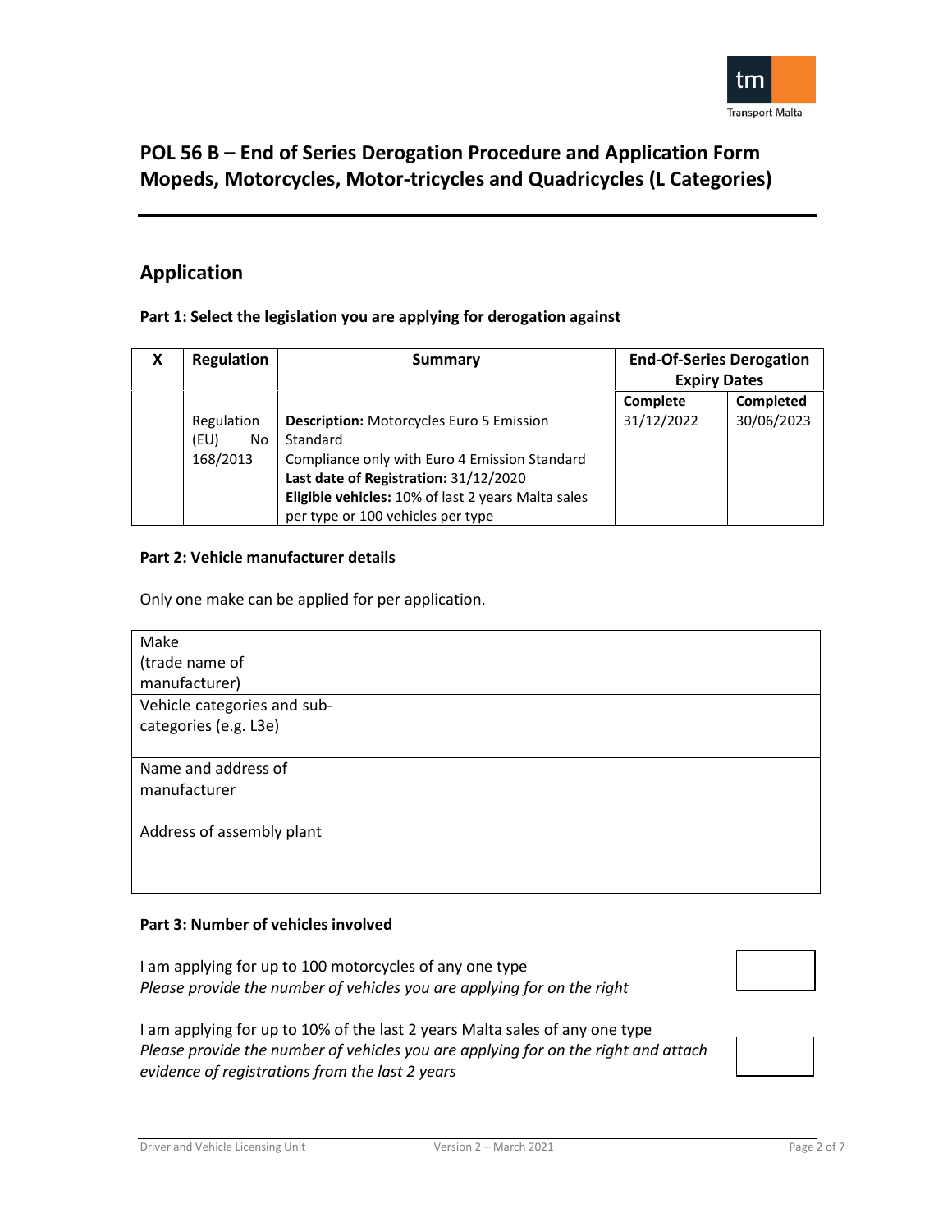# POL 56 B – End of Series Derogation Procedure and Application Form Mopeds, Motorcycles, Motor-tricycles and Quadricycles (L Categories)

## Application

**Part 1: Select the legislation you are applying for derogation against**

| X | Regulation | Summary | End-Of-Series Derogation Expiry Dates | |
|---|---|---|---|---|
| | | | **Complete** | **Completed** |
| | Regulation (EU) No 168/2013 | **Description:** Motorcycles Euro 5 Emission Standard<br>Compliance only with Euro 4 Emission Standard<br>**Last date of Registration:** 31/12/2020<br>**Eligible vehicles:** 10% of last 2 years Malta sales per type or 100 vehicles per type | 31/12/2022 | 30/06/2023 |

**Part 2: Vehicle manufacturer details**

Only one make can be applied for per application.

| | |
|---|---|
| Make (trade name of manufacturer) | |
| Vehicle categories and sub-categories (e.g. L3e) | |
| Name and address of manufacturer | |
| Address of assembly plant | |

**Part 3: Number of vehicles involved**

I am applying for up to 100 motorcycles of any one type
*Please provide the number of vehicles you are applying for on the right*

I am applying for up to 10% of the last 2 years Malta sales of any one type
*Please provide the number of vehicles you are applying for on the right and attach evidence of registrations from the last 2 years*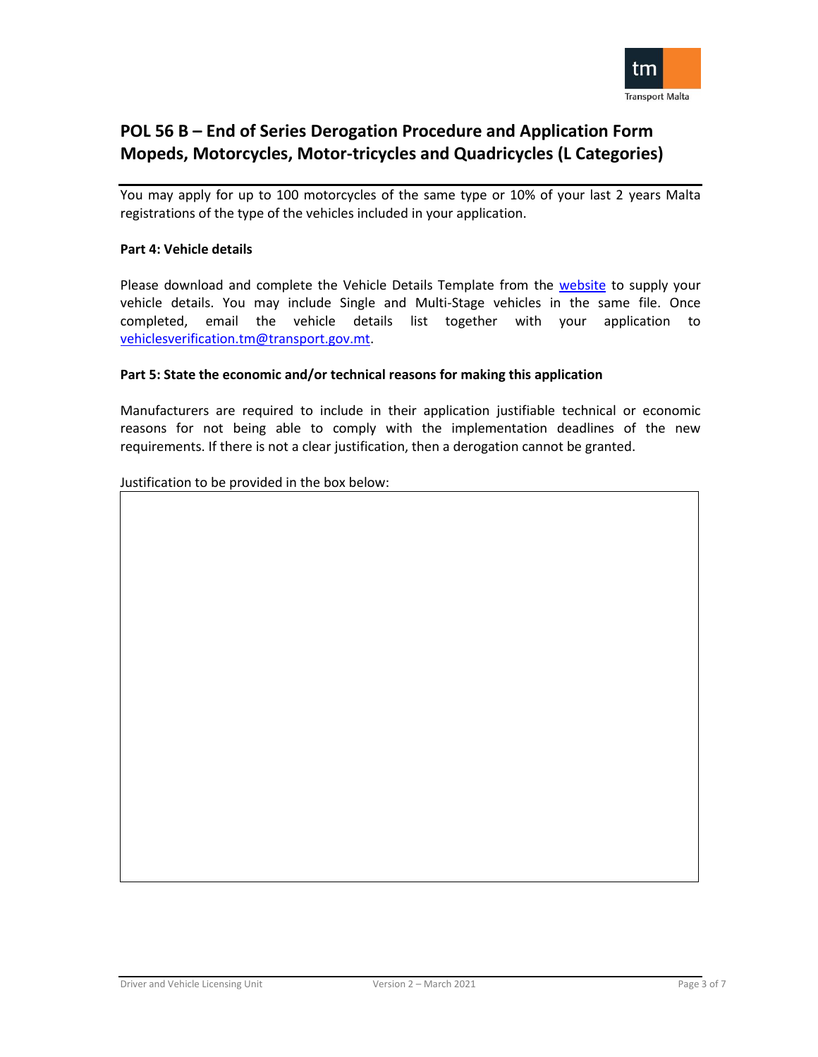## POL 56 B – End of Series Derogation Procedure and Application Form Mopeds, Motorcycles, Motor-tricycles and Quadricycles (L Categories)

You may apply for up to 100 motorcycles of the same type or 10% of your last 2 years Malta registrations of the type of the vehicles included in your application.

**Part 4: Vehicle details**

Please download and complete the Vehicle Details Template from the website to supply your vehicle details. You may include Single and Multi-Stage vehicles in the same file. Once completed, email the vehicle details list together with your application to vehiclesverification.tm@transport.gov.mt.

**Part 5: State the economic and/or technical reasons for making this application**

Manufacturers are required to include in their application justifiable technical or economic reasons for not being able to comply with the implementation deadlines of the new requirements. If there is not a clear justification, then a derogation cannot be granted.

Justification to be provided in the box below:

| |
|---|
| |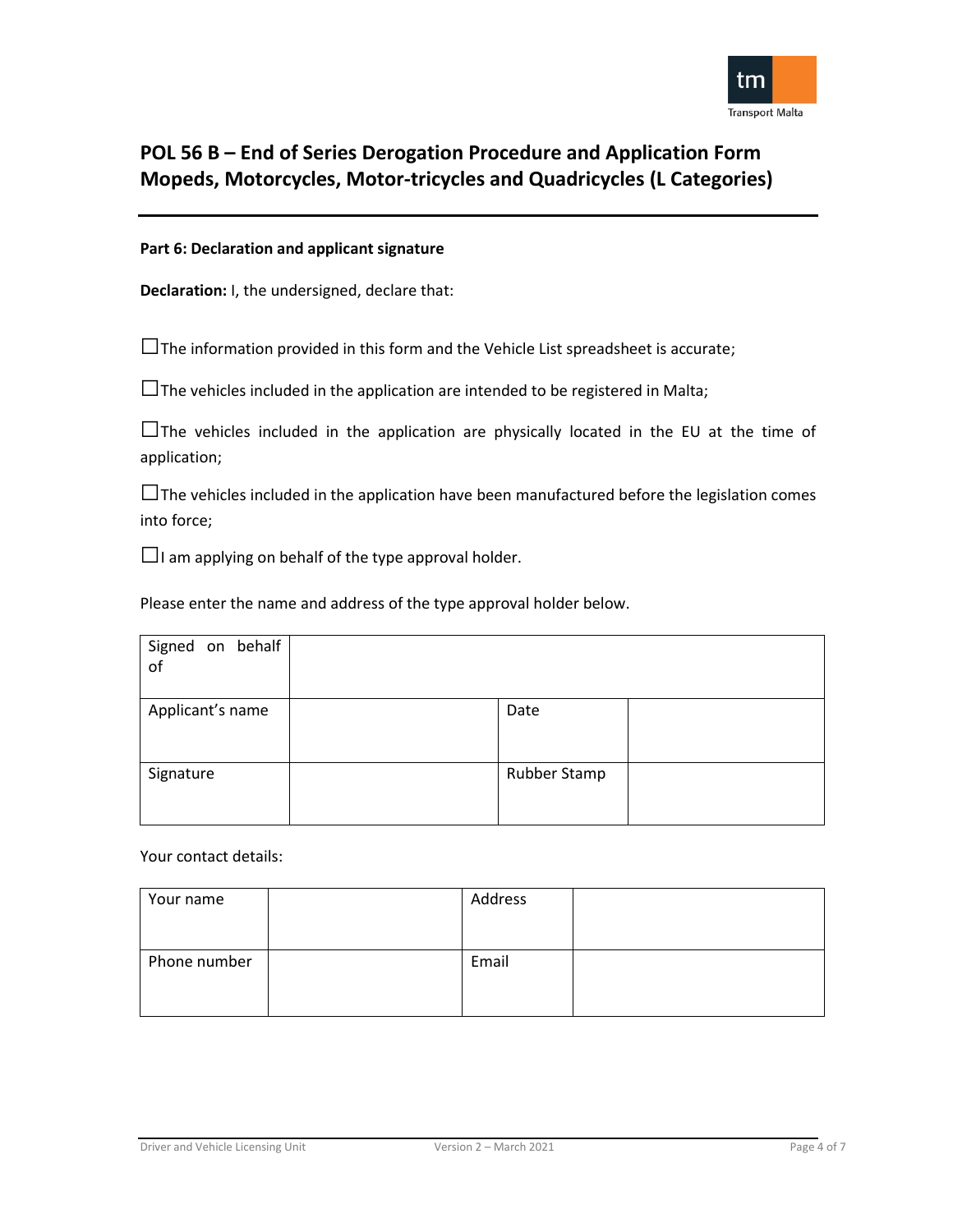# POL 56 B – End of Series Derogation Procedure and Application Form Mopeds, Motorcycles, Motor-tricycles and Quadricycles (L Categories)

**Part 6: Declaration and applicant signature**

**Declaration:** I, the undersigned, declare that:

☐The information provided in this form and the Vehicle List spreadsheet is accurate;

☐The vehicles included in the application are intended to be registered in Malta;

☐The vehicles included in the application are physically located in the EU at the time of application;

☐The vehicles included in the application have been manufactured before the legislation comes into force;

☐I am applying on behalf of the type approval holder.

Please enter the name and address of the type approval holder below.

| Signed on behalf of | | | |
|---|---|---|---|
| Applicant's name | | Date | |
| Signature | | Rubber Stamp | |

Your contact details:

| Your name | | Address | |
|---|---|---|---|
| Phone number | | Email | |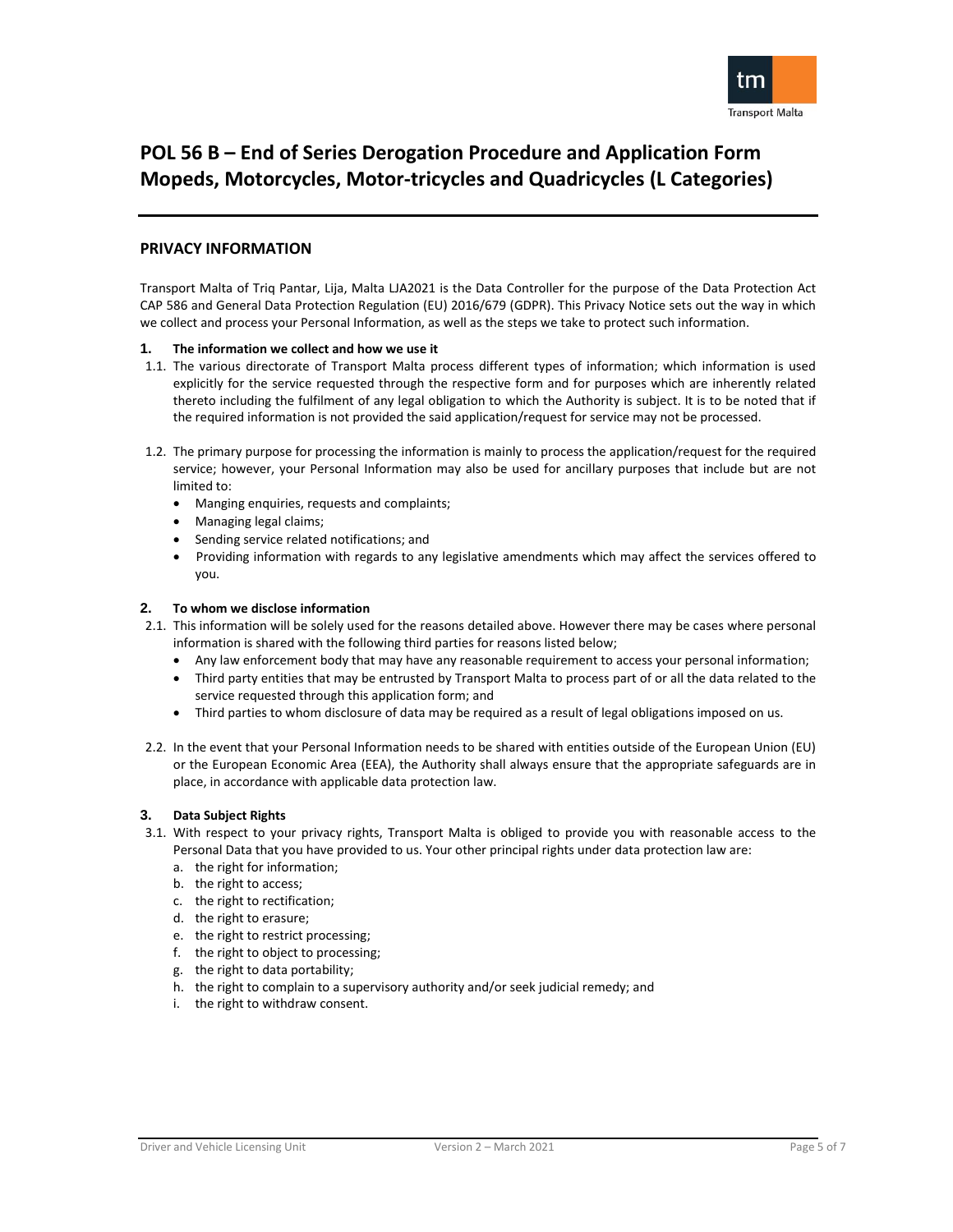# POL 56 B – End of Series Derogation Procedure and Application Form Mopeds, Motorcycles, Motor-tricycles and Quadricycles (L Categories)

## PRIVACY INFORMATION

Transport Malta of Triq Pantar, Lija, Malta LJA2021 is the Data Controller for the purpose of the Data Protection Act CAP 586 and General Data Protection Regulation (EU) 2016/679 (GDPR). This Privacy Notice sets out the way in which we collect and process your Personal Information, as well as the steps we take to protect such information.

### 1. The information we collect and how we use it

1.1. The various directorate of Transport Malta process different types of information; which information is used explicitly for the service requested through the respective form and for purposes which are inherently related thereto including the fulfilment of any legal obligation to which the Authority is subject. It is to be noted that if the required information is not provided the said application/request for service may not be processed.

1.2. The primary purpose for processing the information is mainly to process the application/request for the required service; however, your Personal Information may also be used for ancillary purposes that include but are not limited to:

- Manging enquiries, requests and complaints;
- Managing legal claims;
- Sending service related notifications; and
- Providing information with regards to any legislative amendments which may affect the services offered to you.

### 2. To whom we disclose information

2.1. This information will be solely used for the reasons detailed above. However there may be cases where personal information is shared with the following third parties for reasons listed below;

- Any law enforcement body that may have any reasonable requirement to access your personal information;
- Third party entities that may be entrusted by Transport Malta to process part of or all the data related to the service requested through this application form; and
- Third parties to whom disclosure of data may be required as a result of legal obligations imposed on us.

2.2. In the event that your Personal Information needs to be shared with entities outside of the European Union (EU) or the European Economic Area (EEA), the Authority shall always ensure that the appropriate safeguards are in place, in accordance with applicable data protection law.

### 3. Data Subject Rights

3.1. With respect to your privacy rights, Transport Malta is obliged to provide you with reasonable access to the Personal Data that you have provided to us. Your other principal rights under data protection law are:

a. the right for information;
b. the right to access;
c. the right to rectification;
d. the right to erasure;
e. the right to restrict processing;
f. the right to object to processing;
g. the right to data portability;
h. the right to complain to a supervisory authority and/or seek judicial remedy; and
i. the right to withdraw consent.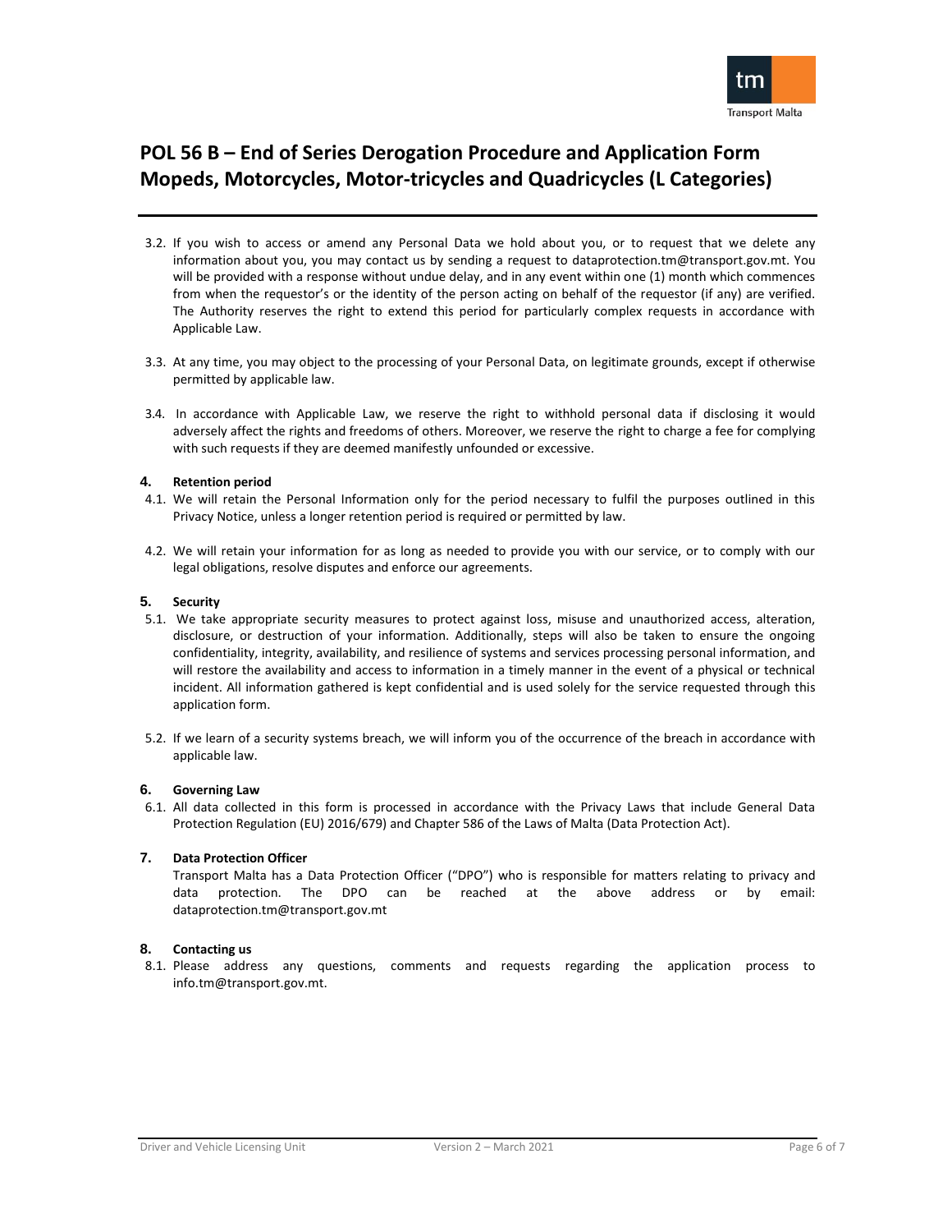3.2. If you wish to access or amend any Personal Data we hold about you, or to request that we delete any information about you, you may contact us by sending a request to dataprotection.tm@transport.gov.mt. You will be provided with a response without undue delay, and in any event within one (1) month which commences from when the requestor's or the identity of the person acting on behalf of the requestor (if any) are verified. The Authority reserves the right to extend this period for particularly complex requests in accordance with Applicable Law.

3.3. At any time, you may object to the processing of your Personal Data, on legitimate grounds, except if otherwise permitted by applicable law.

3.4. In accordance with Applicable Law, we reserve the right to withhold personal data if disclosing it would adversely affect the rights and freedoms of others. Moreover, we reserve the right to charge a fee for complying with such requests if they are deemed manifestly unfounded or excessive.

### 4. Retention period

4.1. We will retain the Personal Information only for the period necessary to fulfil the purposes outlined in this Privacy Notice, unless a longer retention period is required or permitted by law.

4.2. We will retain your information for as long as needed to provide you with our service, or to comply with our legal obligations, resolve disputes and enforce our agreements.

### 5. Security

5.1. We take appropriate security measures to protect against loss, misuse and unauthorized access, alteration, disclosure, or destruction of your information. Additionally, steps will also be taken to ensure the ongoing confidentiality, integrity, availability, and resilience of systems and services processing personal information, and will restore the availability and access to information in a timely manner in the event of a physical or technical incident. All information gathered is kept confidential and is used solely for the service requested through this application form.

5.2. If we learn of a security systems breach, we will inform you of the occurrence of the breach in accordance with applicable law.

### 6. Governing Law

6.1. All data collected in this form is processed in accordance with the Privacy Laws that include General Data Protection Regulation (EU) 2016/679) and Chapter 586 of the Laws of Malta (Data Protection Act).

### 7. Data Protection Officer

Transport Malta has a Data Protection Officer ("DPO") who is responsible for matters relating to privacy and data protection. The DPO can be reached at the above address or by email: dataprotection.tm@transport.gov.mt

### 8. Contacting us

8.1. Please address any questions, comments and requests regarding the application process to info.tm@transport.gov.mt.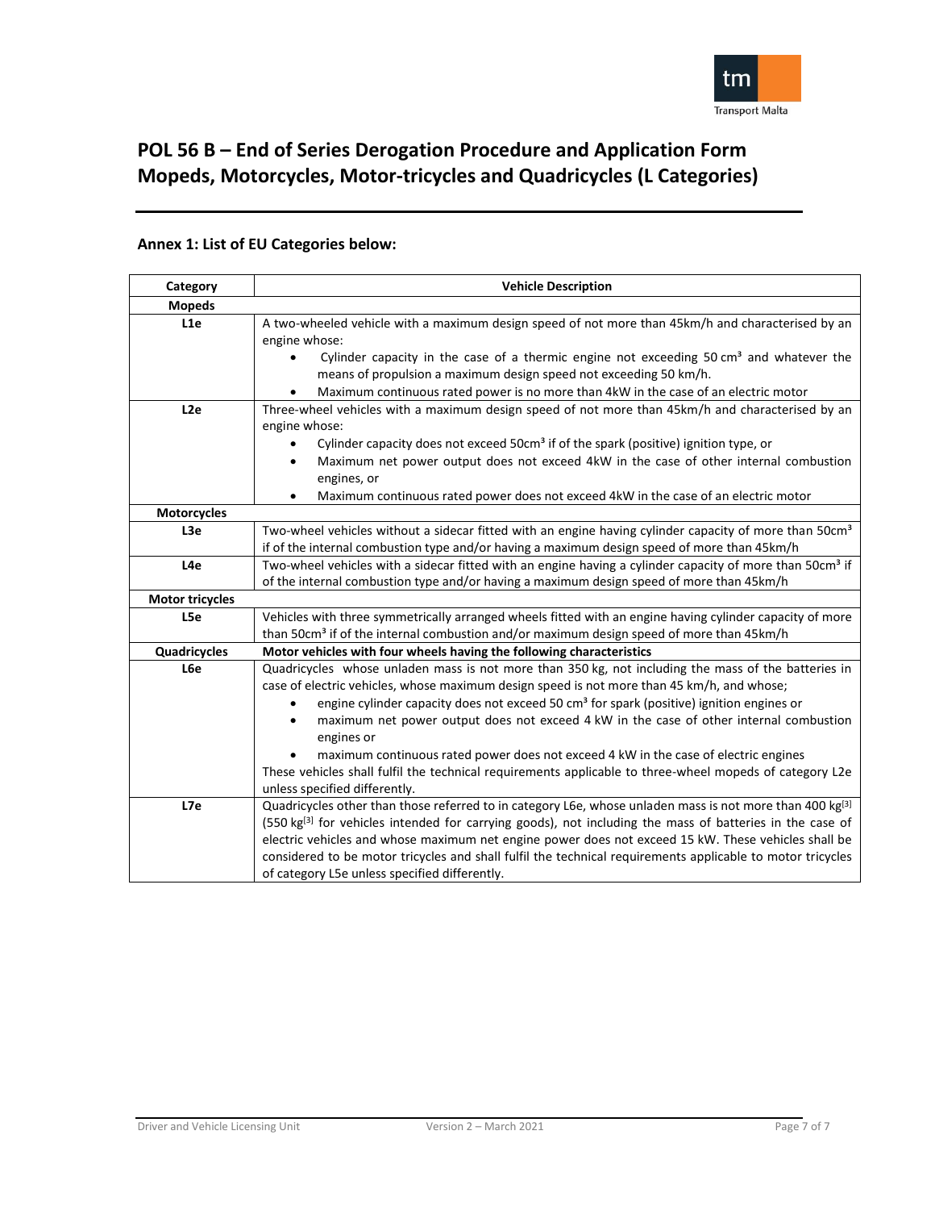# POL 56 B – End of Series Derogation Procedure and Application Form Mopeds, Motorcycles, Motor-tricycles and Quadricycles (L Categories)

## Annex 1: List of EU Categories below:

| Category | Vehicle Description |
|---|---|
| **Mopeds** | |
| **L1e** | A two-wheeled vehicle with a maximum design speed of not more than 45km/h and characterised by an engine whose: <ul><li>Cylinder capacity in the case of a thermic engine not exceeding 50 cm³ and whatever the means of propulsion a maximum design speed not exceeding 50 km/h.</li><li>Maximum continuous rated power is no more than 4kW in the case of an electric motor</li></ul> |
| **L2e** | Three-wheel vehicles with a maximum design speed of not more than 45km/h and characterised by an engine whose: <ul><li>Cylinder capacity does not exceed 50cm³ if of the spark (positive) ignition type, or</li><li>Maximum net power output does not exceed 4kW in the case of other internal combustion engines, or</li><li>Maximum continuous rated power does not exceed 4kW in the case of an electric motor</li></ul> |
| **Motorcycles** | |
| **L3e** | Two-wheel vehicles without a sidecar fitted with an engine having cylinder capacity of more than 50cm³ if of the internal combustion type and/or having a maximum design speed of more than 45km/h |
| **L4e** | Two-wheel vehicles with a sidecar fitted with an engine having a cylinder capacity of more than 50cm³ if of the internal combustion type and/or having a maximum design speed of more than 45km/h |
| **Motor tricycles** | |
| **L5e** | Vehicles with three symmetrically arranged wheels fitted with an engine having cylinder capacity of more than 50cm³ if of the internal combustion and/or maximum design speed of more than 45km/h |
| **Quadricycles** | **Motor vehicles with four wheels having the following characteristics** |
| **L6e** | Quadricycles whose unladen mass is not more than 350 kg, not including the mass of the batteries in case of electric vehicles, whose maximum design speed is not more than 45 km/h, and whose; <ul><li>engine cylinder capacity does not exceed 50 cm³ for spark (positive) ignition engines or</li><li>maximum net power output does not exceed 4 kW in the case of other internal combustion engines or</li><li>maximum continuous rated power does not exceed 4 kW in the case of electric engines</li></ul> These vehicles shall fulfil the technical requirements applicable to three-wheel mopeds of category L2e unless specified differently. |
| **L7e** | Quadricycles other than those referred to in category L6e, whose unladen mass is not more than 400 kg[3] (550 kg[3] for vehicles intended for carrying goods), not including the mass of batteries in the case of electric vehicles and whose maximum net engine power does not exceed 15 kW. These vehicles shall be considered to be motor tricycles and shall fulfil the technical requirements applicable to motor tricycles of category L5e unless specified differently. |